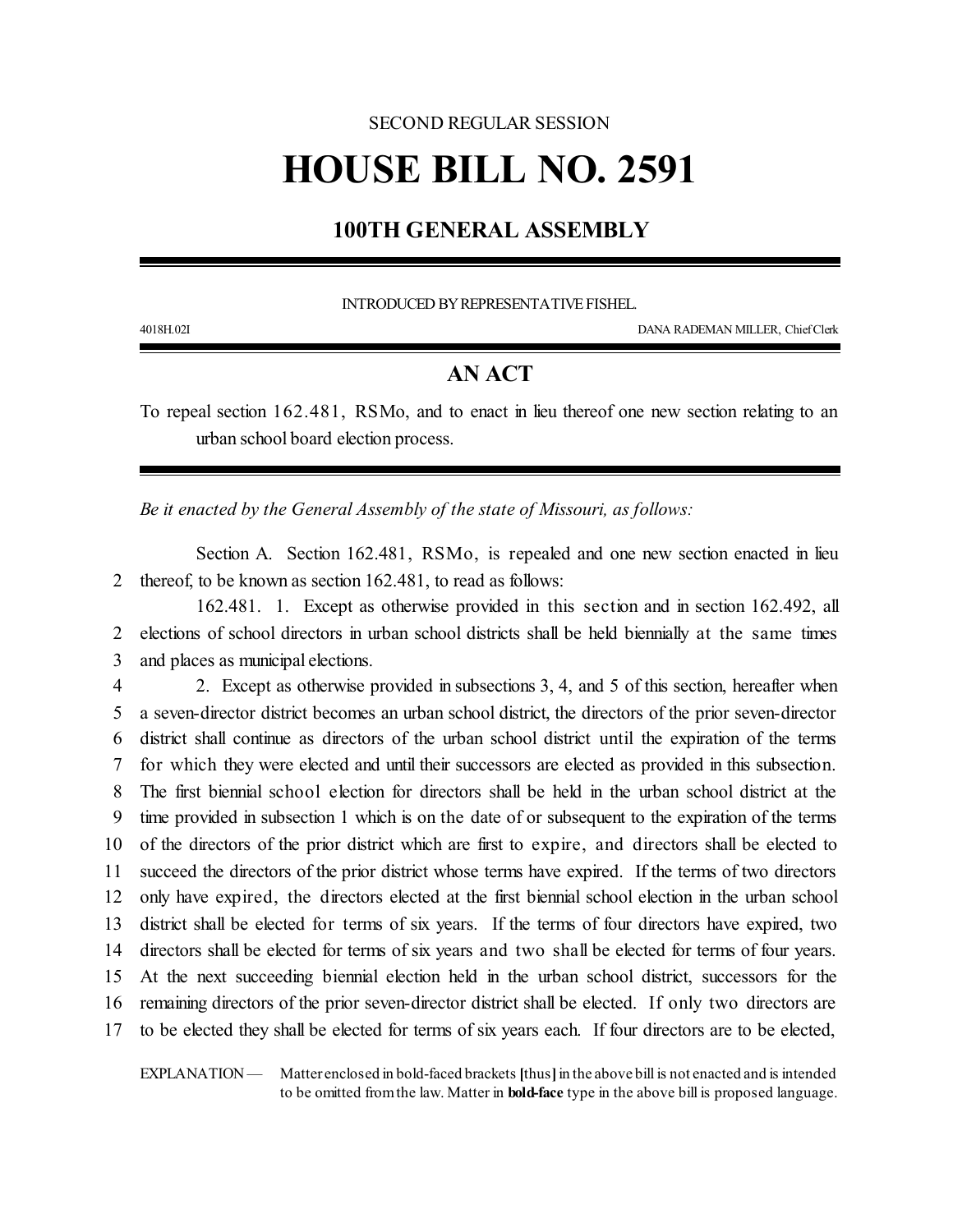SECOND REGULAR SESSION

# HOUSE BILL NO. 2591

## 100TH GENERAL ASSEMBLY

INTRODUCED BY REPRESENTATIVE FISHEL.

4018H.02I DANA RADEMAN MILLER, Chief Clerk

## AN ACT

To repeal section 162.481, RSMo, and to enact in lieu thereof one new section relating to an urban school board election process.

*Be it enacted by the General Assembly of the state of Missouri, as follows:*

Section A. Section 162.481, RSMo, is repealed and one new section enacted in lieu
2 thereof, to be known as section 162.481, to read as follows:

162.481. 1. Except as otherwise provided in this section and in section 162.492, all
2 elections of school directors in urban school districts shall be held biennially at the same times
3 and places as municipal elections.

4 2. Except as otherwise provided in subsections 3, 4, and 5 of this section, hereafter when
5 a seven-director district becomes an urban school district, the directors of the prior seven-director
6 district shall continue as directors of the urban school district until the expiration of the terms
7 for which they were elected and until their successors are elected as provided in this subsection.
8 The first biennial school election for directors shall be held in the urban school district at the
9 time provided in subsection 1 which is on the date of or subsequent to the expiration of the terms
10 of the directors of the prior district which are first to expire, and directors shall be elected to
11 succeed the directors of the prior district whose terms have expired. If the terms of two directors
12 only have expired, the directors elected at the first biennial school election in the urban school
13 district shall be elected for terms of six years. If the terms of four directors have expired, two
14 directors shall be elected for terms of six years and two shall be elected for terms of four years.
15 At the next succeeding biennial election held in the urban school district, successors for the
16 remaining directors of the prior seven-director district shall be elected. If only two directors are
17 to be elected they shall be elected for terms of six years each. If four directors are to be elected,

EXPLANATION — Matter enclosed in bold-faced brackets **[**thus**]** in the above bill is not enacted and is intended to be omitted from the law. Matter in **bold-face** type in the above bill is proposed language.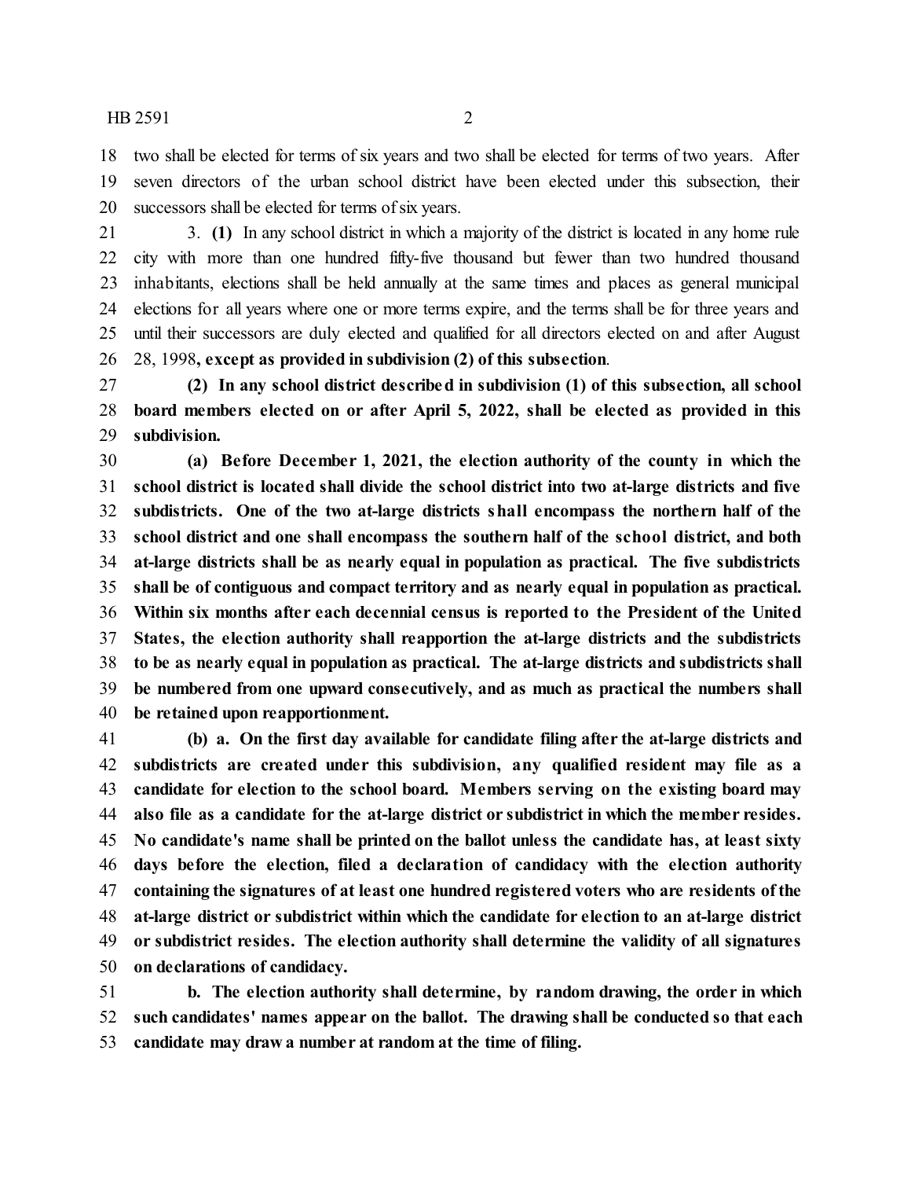two shall be elected for terms of six years and two shall be elected for terms of two years. After seven directors of the urban school district have been elected under this subsection, their successors shall be elected for terms of six years.

3. **(1)** In any school district in which a majority of the district is located in any home rule city with more than one hundred fifty-five thousand but fewer than two hundred thousand inhabitants, elections shall be held annually at the same times and places as general municipal elections for all years where one or more terms expire, and the terms shall be for three years and until their successors are duly elected and qualified for all directors elected on and after August 28, 1998**, except as provided in subdivision (2) of this subsection**.

**(2) In any school district described in subdivision (1) of this subsection, all school board members elected on or after April 5, 2022, shall be elected as provided in this subdivision.**

**(a) Before December 1, 2021, the election authority of the county in which the school district is located shall divide the school district into two at-large districts and five subdistricts. One of the two at-large districts shall encompass the northern half of the school district and one shall encompass the southern half of the school district, and both at-large districts shall be as nearly equal in population as practical. The five subdistricts shall be of contiguous and compact territory and as nearly equal in population as practical. Within six months after each decennial census is reported to the President of the United States, the election authority shall reapportion the at-large districts and the subdistricts to be as nearly equal in population as practical. The at-large districts and subdistricts shall be numbered from one upward consecutively, and as much as practical the numbers shall be retained upon reapportionment.**

**(b) a. On the first day available for candidate filing after the at-large districts and subdistricts are created under this subdivision, any qualified resident may file as a candidate for election to the school board. Members serving on the existing board may also file as a candidate for the at-large district or subdistrict in which the member resides. No candidate's name shall be printed on the ballot unless the candidate has, at least sixty days before the election, filed a declaration of candidacy with the election authority containing the signatures of at least one hundred registered voters who are residents of the at-large district or subdistrict within which the candidate for election to an at-large district or subdistrict resides. The election authority shall determine the validity of all signatures on declarations of candidacy.**

**b. The election authority shall determine, by random drawing, the order in which such candidates' names appear on the ballot. The drawing shall be conducted so that each candidate may draw a number at random at the time of filing.**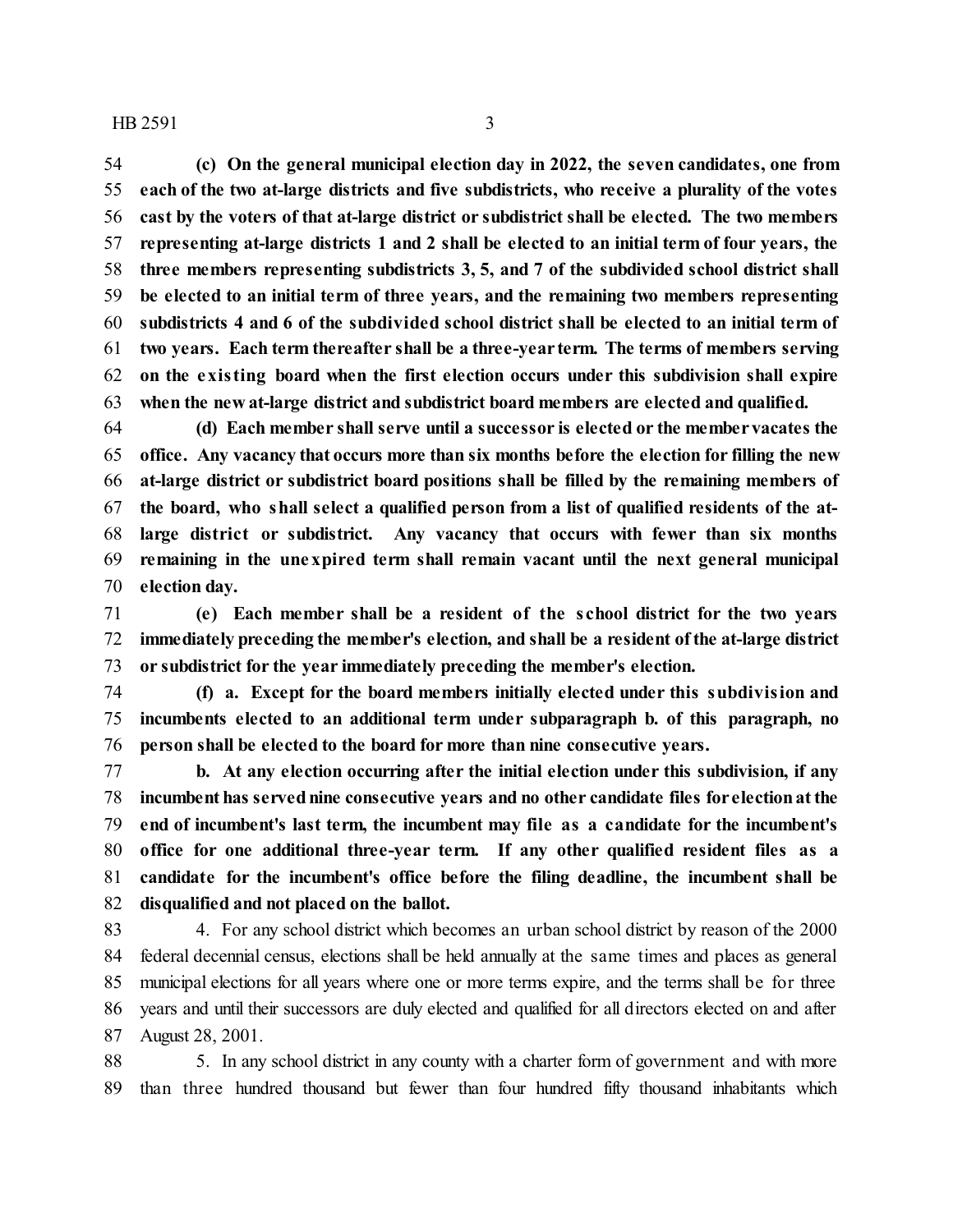**(c) On the general municipal election day in 2022, the seven candidates, one from each of the two at-large districts and five subdistricts, who receive a plurality of the votes cast by the voters of that at-large district or subdistrict shall be elected. The two members representing at-large districts 1 and 2 shall be elected to an initial term of four years, the three members representing subdistricts 3, 5, and 7 of the subdivided school district shall be elected to an initial term of three years, and the remaining two members representing subdistricts 4 and 6 of the subdivided school district shall be elected to an initial term of two years. Each term thereafter shall be a three-year term. The terms of members serving on the existing board when the first election occurs under this subdivision shall expire when the new at-large district and subdistrict board members are elected and qualified.**

**(d) Each member shall serve until a successor is elected or the member vacates the office. Any vacancy that occurs more than six months before the election for filling the new at-large district or subdistrict board positions shall be filled by the remaining members of the board, who shall select a qualified person from a list of qualified residents of the at-large district or subdistrict. Any vacancy that occurs with fewer than six months remaining in the unexpired term shall remain vacant until the next general municipal election day.**

**(e) Each member shall be a resident of the school district for the two years immediately preceding the member's election, and shall be a resident of the at-large district or subdistrict for the year immediately preceding the member's election.**

**(f) a. Except for the board members initially elected under this subdivision and incumbents elected to an additional term under subparagraph b. of this paragraph, no person shall be elected to the board for more than nine consecutive years.**

**b. At any election occurring after the initial election under this subdivision, if any incumbent has served nine consecutive years and no other candidate files for election at the end of incumbent's last term, the incumbent may file as a candidate for the incumbent's office for one additional three-year term. If any other qualified resident files as a candidate for the incumbent's office before the filing deadline, the incumbent shall be disqualified and not placed on the ballot.**

4. For any school district which becomes an urban school district by reason of the 2000 federal decennial census, elections shall be held annually at the same times and places as general municipal elections for all years where one or more terms expire, and the terms shall be for three years and until their successors are duly elected and qualified for all directors elected on and after August 28, 2001.

5. In any school district in any county with a charter form of government and with more than three hundred thousand but fewer than four hundred fifty thousand inhabitants which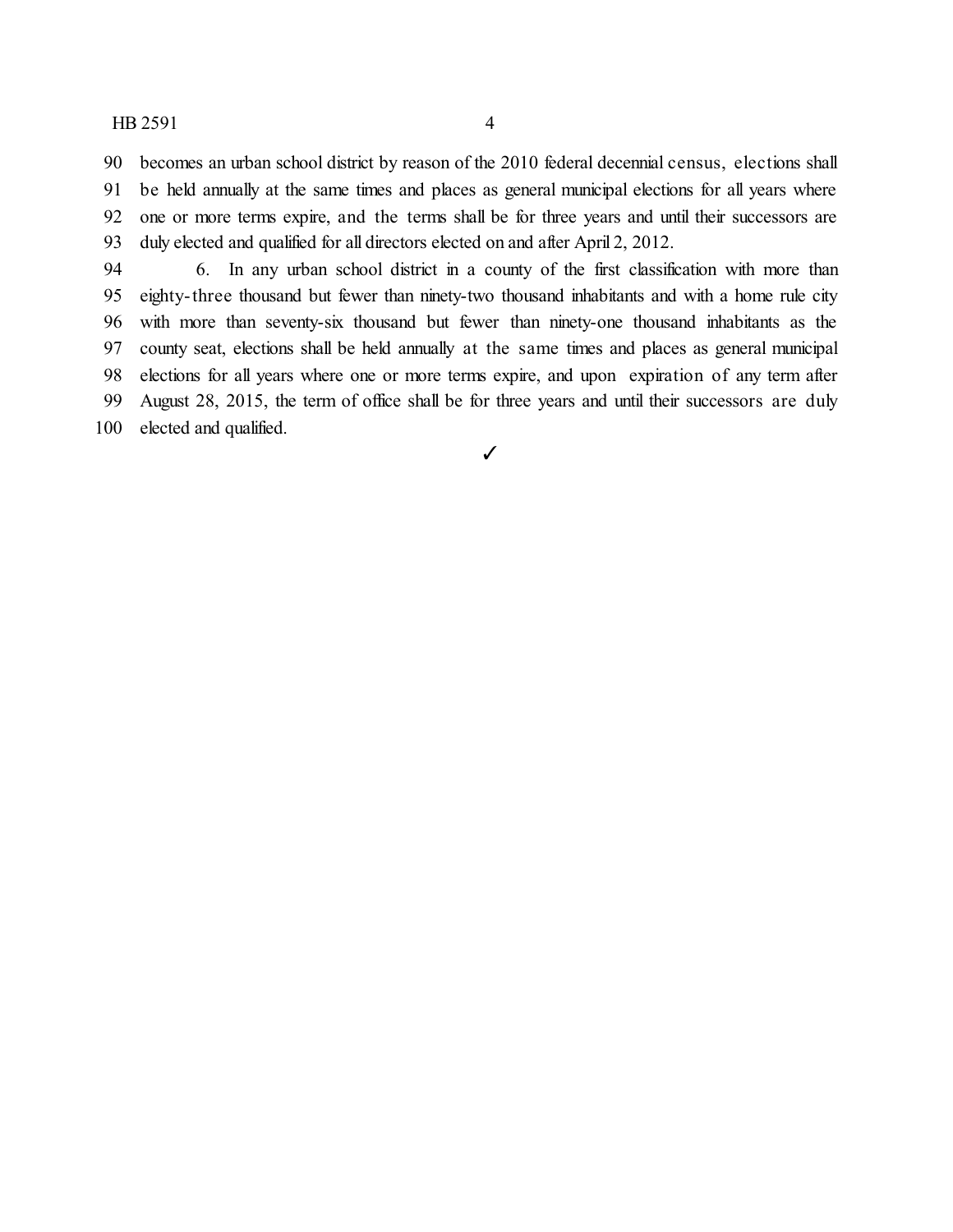becomes an urban school district by reason of the 2010 federal decennial census, elections shall be held annually at the same times and places as general municipal elections for all years where one or more terms expire, and the terms shall be for three years and until their successors are duly elected and qualified for all directors elected on and after April 2, 2012.

6. In any urban school district in a county of the first classification with more than eighty-three thousand but fewer than ninety-two thousand inhabitants and with a home rule city with more than seventy-six thousand but fewer than ninety-one thousand inhabitants as the county seat, elections shall be held annually at the same times and places as general municipal elections for all years where one or more terms expire, and upon expiration of any term after August 28, 2015, the term of office shall be for three years and until their successors are duly elected and qualified.

✓